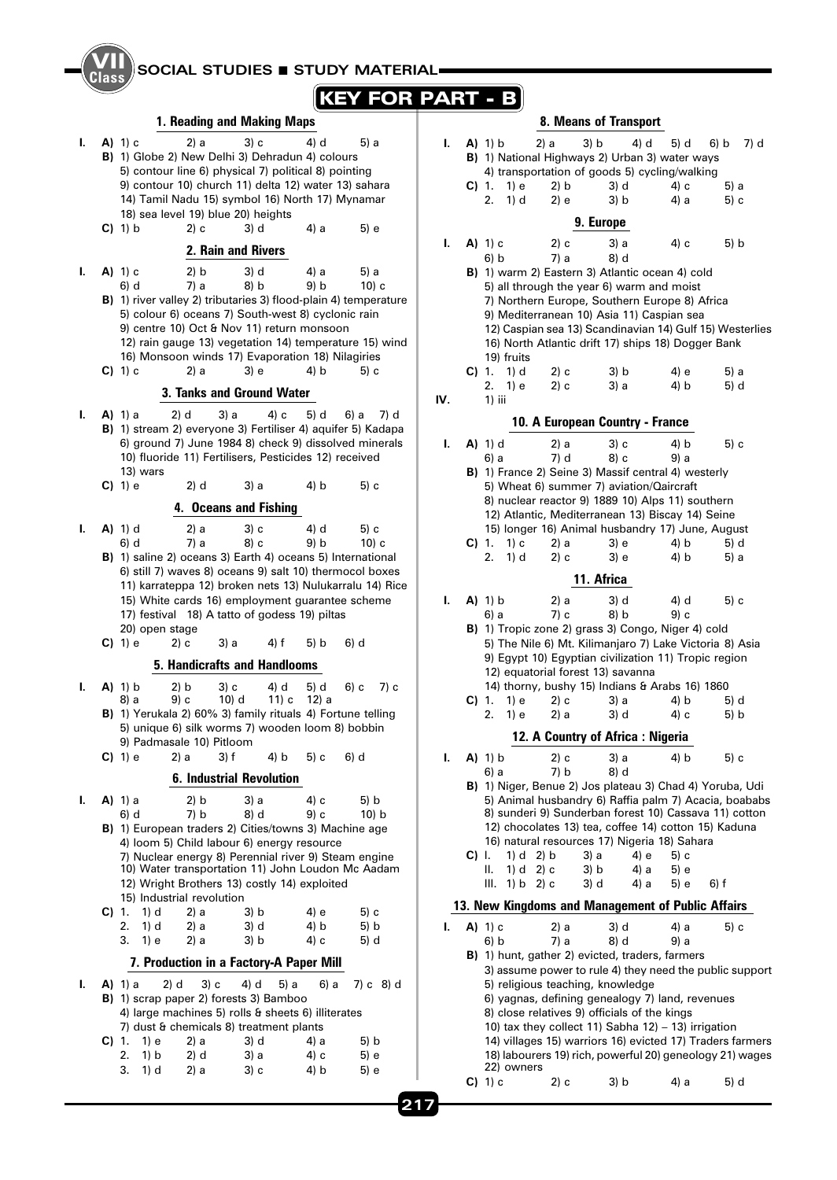# KEY FOR PART - B

## 1. Reading and Making Maps

**I. A)** 1) c 2) a 3) c 4) d 5) a

**B)** 1) Globe 2) New Delhi 3) Dehradun 4) colours 5) contour line 6) physical 7) political 8) pointing 9) contour 10) church 11) delta 12) water 13) sahara 14) Tamil Nadu 15) symbol 16) North 17) Mynamar 18) sea level 19) blue 20) heights

**C)** 1) b 2) c 3) d 4) a 5) e

## 2. Rain and Rivers

**I. A)** 1) c 2) b 3) d 4) a 5) a 6) d 7) a 8) b 9) b 10) c

**B)** 1) river valley 2) tributaries 3) flood-plain 4) temperature 5) colour 6) oceans 7) South-west 8) cyclonic rain 9) centre 10) Oct & Nov 11) return monsoon 12) rain gauge 13) vegetation 14) temperature 15) wind 16) Monsoon winds 17) Evaporation 18) Nilagiries

**C)** 1) c 2) a 3) e 4) b 5) c

## 3. Tanks and Ground Water

**I. A)** 1) a 2) d 3) a 4) c 5) d 6) a 7) d

**B)** 1) stream 2) everyone 3) Fertiliser 4) aquifer 5) Kadapa 6) ground 7) June 1984 8) check 9) dissolved minerals 10) fluoride 11) Fertilisers, Pesticides 12) received 13) wars

**C)** 1) e 2) d 3) a 4) b 5) c

## 4. Oceans and Fishing

**I. A)** 1) d 2) a 3) c 4) d 5) c 6) d 7) a 8) c 9) b 10) c

**B)** 1) saline 2) oceans 3) Earth 4) oceans 5) International 6) still 7) waves 8) oceans 9) salt 10) thermocol boxes 11) karrateppa 12) broken nets 13) Nulukarralu 14) Rice 15) White cards 16) employment guarantee scheme 17) festival 18) A tatto of godess 19) piltas 20) open stage

**C)** 1) e 2) c 3) a 4) f 5) b 6) d

## 5. Handicrafts and Handlooms

**I. A)** 1) b 2) b 3) c 4) d 5) d 6) c 7) c 8) a 9) c 10) d 11) c 12) a

**B)** 1) Yerukala 2) 60% 3) family rituals 4) Fortune telling 5) unique 6) silk worms 7) wooden loom 8) bobbin 9) Padmasale 10) Pitloom

**C)** 1) e 2) a 3) f 4) b 5) c 6) d

## 6. Industrial Revolution

**I. A)** 1) a 2) b 3) a 4) c 5) b 6) d 7) b 8) d 9) c 10) b

**B)** 1) European traders 2) Cities/towns 3) Machine age 4) loom 5) Child labour 6) energy resource 7) Nuclear energy 8) Perennial river 9) Steam engine 10) Water transportation 11) John Loudon Mc Aadam 12) Wright Brothers 13) costly 14) exploited 15) Industrial revolution

**C)**
1. 1) d 2) a 3) b 4) e 5) c
2. 1) d 2) a 3) d 4) b 5) b
3. 1) e 2) a 3) b 4) c 5) d

## 7. Production in a Factory-A Paper Mill

**I. A)** 1) a 2) d 3) c 4) d 5) a 6) a 7) c 8) d

**B)** 1) scrap paper 2) forests 3) Bamboo 4) large machines 5) rolls & sheets 6) illiterates 7) dust & chemicals 8) treatment plants

**C)**
1. 1) e 2) a 3) d 4) a 5) b
2. 1) b 2) d 3) a 4) c 5) e
3. 1) d 2) a 3) c 4) b 5) e

## 8. Means of Transport

**I. A)** 1) b 2) a 3) b 4) d 5) d 6) b 7) d

**B)** 1) National Highways 2) Urban 3) water ways 4) transportation of goods 5) cycling/walking

**C)**
1. 1) e 2) b 3) d 4) c 5) a
2. 1) d 2) e 3) b 4) a 5) c

## 9. Europe

**I. A)** 1) c 2) c 3) a 4) c 5) b 6) b 7) a 8) d

**B)** 1) warm 2) Eastern 3) Atlantic ocean 4) cold 5) all through the year 6) warm and moist 7) Northern Europe, Southern Europe 8) Africa 9) Mediterranean 10) Asia 11) Caspian sea 12) Caspian sea 13) Scandinavian 14) Gulf 15) Westerlies 16) North Atlantic drift 17) ships 18) Dogger Bank 19) fruits

**C)**
1. 1) d 2) c 3) b 4) e 5) a
2. 1) e 2) c 3) a 4) b 5) d

**IV.** 1) iii

## 10. A European Country - France

**I. A)** 1) d 2) a 3) c 4) b 5) c 6) a 7) d 8) c 9) a

**B)** 1) France 2) Seine 3) Massif central 4) westerly 5) Wheat 6) summer 7) aviation/Qaircraft 8) nuclear reactor 9) 1889 10) Alps 11) southern 12) Atlantic, Mediterranean 13) Biscay 14) Seine 15) longer 16) Animal husbandry 17) June, August

**C)**
1. 1) c 2) a 3) e 4) b 5) d
2. 1) d 2) c 3) e 4) b 5) a

## 11. Africa

**I. A)** 1) b 2) a 3) d 4) d 5) c 6) a 7) c 8) b 9) c

**B)** 1) Tropic zone 2) grass 3) Congo, Niger 4) cold 5) The Nile 6) Mt. Kilimanjaro 7) Lake Victoria 8) Asia 9) Egypt 10) Egyptian civilization 11) Tropic region 12) equatorial forest 13) savanna 14) thorny, bushy 15) Indians & Arabs 16) 1860

**C)**
1. 1) e 2) c 3) a 4) b 5) d
2. 1) e 2) a 3) d 4) c 5) b

## 12. A Country of Africa : Nigeria

**I. A)** 1) b 2) c 3) a 4) b 5) c 6) a 7) b 8) d

**B)** 1) Niger, Benue 2) Jos plateau 3) Chad 4) Yoruba, Udi 5) Animal husbandry 6) Raffia palm 7) Acacia, boababs 8) sunderi 9) Sunderban forest 10) Cassava 11) cotton 12) chocolates 13) tea, coffee 14) cotton 15) Kaduna 16) natural resources 17) Nigeria 18) Sahara

**C)**
I. 1) d 2) b 3) a 4) e 5) c
II. 1) d 2) c 3) b 4) a 5) e
III. 1) b 2) c 3) d 4) a 5) e 6) f

## 13. New Kingdoms and Management of Public Affairs

**I. A)** 1) c 2) a 3) d 4) a 5) c 6) b 7) a 8) d 9) a

**B)** 1) hunt, gather 2) evicted, traders, farmers 3) assume power to rule 4) they need the public support 5) religious teaching, knowledge 6) yagnas, defining genealogy 7) land, revenues 8) close relatives 9) officials of the kings 10) tax they collect 11) Sabha 12) – 13) irrigation 14) villages 15) warriors 16) evicted 17) Traders farmers 18) labourers 19) rich, powerful 20) geneology 21) wages 22) owners

**C)** 1) c 2) c 3) b 4) a 5) d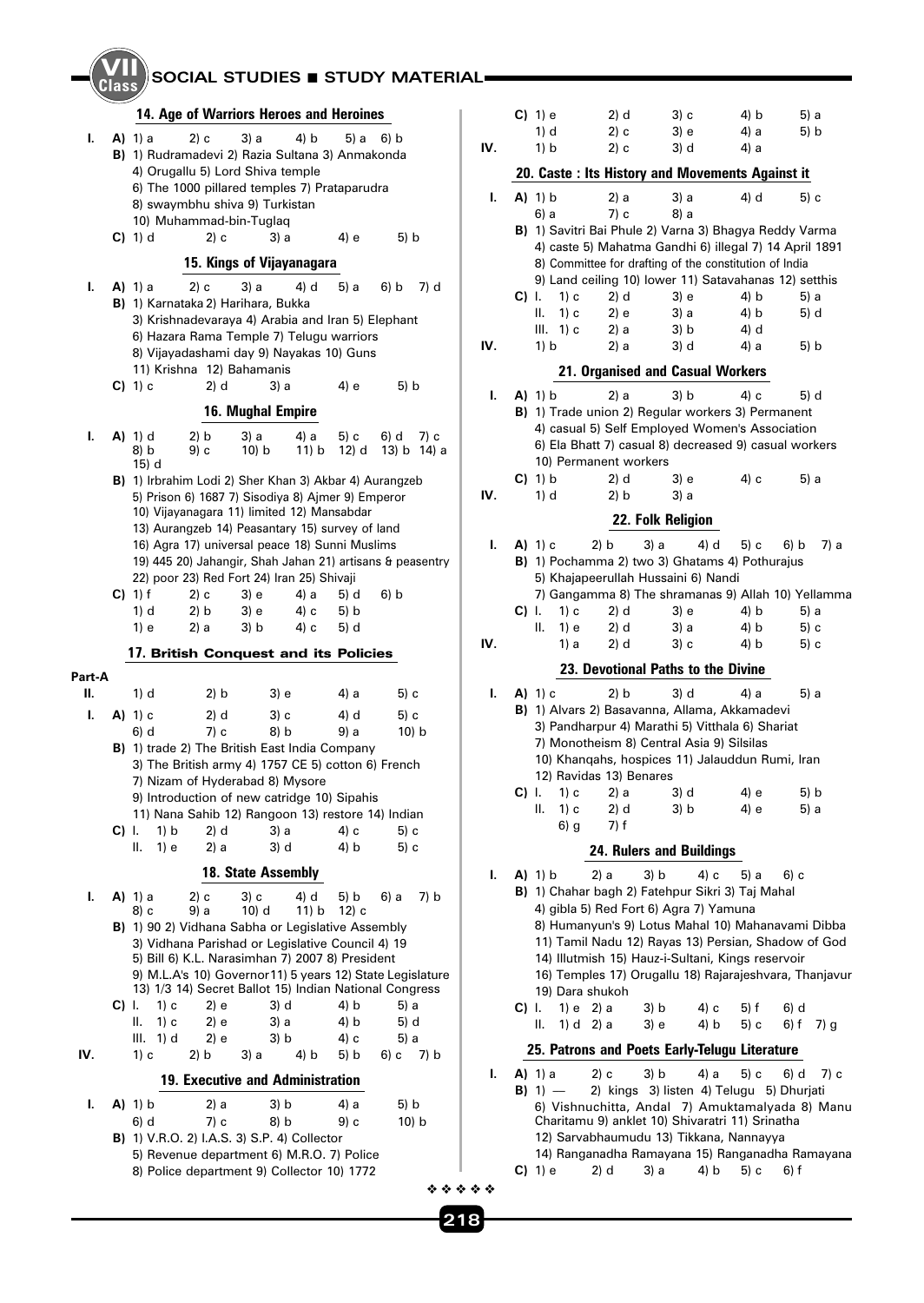## 14. Age of Warriors Heroes and Heroines

**I.** **A)** 1) a 2) c 3) a 4) b 5) a 6) b

**B)** 1) Rudramadevi 2) Razia Sultana 3) Anmakonda 4) Orugallu 5) Lord Shiva temple 6) The 1000 pillared temples 7) Prataparudra 8) swaymbhu shiva 9) Turkistan 10) Muhammad-bin-Tuglaq

**C)** 1) d 2) c 3) a 4) e 5) b

## 15. Kings of Vijayanagara

**I.** **A)** 1) a 2) c 3) a 4) d 5) a 6) b 7) d

**B)** 1) Karnataka 2) Harihara, Bukka 3) Krishnadevaraya 4) Arabia and Iran 5) Elephant 6) Hazara Rama Temple 7) Telugu warriors 8) Vijayadashami day 9) Nayakas 10) Guns 11) Krishna 12) Bahamanis

**C)** 1) c 2) d 3) a 4) e 5) b

## 16. Mughal Empire

**I.** **A)** 1) d 2) b 3) a 4) a 5) c 6) d 7) c 8) b 9) c 10) b 11) b 12) d 13) b 14) a 15) d

**B)** 1) Irbrahim Lodi 2) Sher Khan 3) Akbar 4) Aurangzeb 5) Prison 6) 1687 7) Sisodiya 8) Ajmer 9) Emperor 10) Vijayanagara 11) limited 12) Mansabdar 13) Aurangzeb 14) Peasantary 15) survey of land 16) Agra 17) universal peace 18) Sunni Muslims 19) 445 20) Jahangir, Shah Jahan 21) artisans & peasentry 22) poor 23) Red Fort 24) Iran 25) Shivaji

**C)** 1) f 2) c 3) e 4) a 5) d 6) b
1) d 2) b 3) e 4) c 5) b
1) e 2) a 3) b 4) c 5) d

## 17. British Conquest and its Policies

**Part-A**

**II.** 1) d 2) b 3) e 4) a 5) c

**I.** **A)** 1) c 2) d 3) c 4) d 5) c 6) d 7) c 8) b 9) a 10) b

**B)** 1) trade 2) The British East India Company 3) The British army 4) 1757 CE 5) cotton 6) French 7) Nizam of Hyderabad 8) Mysore 9) Introduction of new catridge 10) Sipahis 11) Nana Sahib 12) Rangoon 13) restore 14) Indian

**C)** I. 1) b 2) d 3) a 4) c 5) c
II. 1) e 2) a 3) d 4) b 5) c

## 18. State Assembly

**I.** **A)** 1) a 2) c 3) c 4) d 5) b 6) a 7) b 8) c 9) a 10) d 11) b 12) c

**B)** 1) 90 2) Vidhana Sabha or Legislative Assembly 3) Vidhana Parishad or Legislative Council 4) 19 5) Bill 6) K.L. Narasimhan 7) 2007 8) President 9) M.L.A's 10) Governor 11) 5 years 12) State Legislature 13) 1/3 14) Secret Ballot 15) Indian National Congress

**C)** I. 1) c 2) e 3) d 4) b 5) a
II. 1) c 2) e 3) a 4) b 5) d
III. 1) d 2) e 3) b 4) c 5) a

**IV.** 1) c 2) b 3) a 4) b 5) b 6) c 7) b

## 19. Executive and Administration

**I.** **A)** 1) b 2) a 3) b 4) a 5) b 6) d 7) c 8) b 9) c 10) b

**B)** 1) V.R.O. 2) I.A.S. 3) S.P. 4) Collector 5) Revenue department 6) M.R.O. 7) Police 8) Police department 9) Collector 10) 1772

**C)** 1) e 2) d 3) c 4) b 5) a
1) d 2) c 3) e 4) a 5) b

**IV.** 1) b 2) c 3) d 4) a

## 20. Caste : Its History and Movements Against it

**I.** **A)** 1) b 2) a 3) a 4) d 5) c 6) a 7) c 8) a

**B)** 1) Savitri Bai Phule 2) Varna 3) Bhagya Reddy Varma 4) caste 5) Mahatma Gandhi 6) illegal 7) 14 April 1891 8) Committee for drafting of the constitution of India 9) Land ceiling 10) lower 11) Satavahanas 12) setthis

**C)** I. 1) c 2) d 3) e 4) b 5) a
II. 1) c 2) e 3) a 4) b 5) d
III. 1) c 2) a 3) b 4) d

**IV.** 1) b 2) a 3) d 4) a 5) b

## 21. Organised and Casual Workers

**I.** **A)** 1) b 2) a 3) b 4) c 5) d

**B)** 1) Trade union 2) Regular workers 3) Permanent 4) casual 5) Self Employed Women's Association 6) Ela Bhatt 7) casual 8) decreased 9) casual workers 10) Permanent workers

**C)** 1) b 2) d 3) e 4) c 5) a

**IV.** 1) d 2) b 3) a

## 22. Folk Religion

**I.** **A)** 1) c 2) b 3) a 4) d 5) c 6) b 7) a

**B)** 1) Pochamma 2) two 3) Ghatams 4) Pothurajus 5) Khajapeerullah Hussaini 6) Nandi 7) Gangamma 8) The shramanas 9) Allah 10) Yellamma

**C)** I. 1) c 2) d 3) e 4) b 5) a
II. 1) e 2) d 3) a 4) b 5) c

**IV.** 1) a 2) d 3) c 4) b 5) c

## 23. Devotional Paths to the Divine

**I.** **A)** 1) c 2) b 3) d 4) a 5) a

**B)** 1) Alvars 2) Basavanna, Allama, Akkamadevi 3) Pandharpur 4) Marathi 5) Vitthala 6) Shariat 7) Monotheism 8) Central Asia 9) Silsilas 10) Khanqahs, hospices 11) Jalauddun Rumi, Iran 12) Ravidas 13) Benares

**C)** I. 1) c 2) a 3) d 4) e 5) b
II. 1) c 2) d 3) b 4) e 5) a 6) g 7) f

## 24. Rulers and Buildings

**I.** **A)** 1) b 2) a 3) b 4) c 5) a 6) c

**B)** 1) Chahar bagh 2) Fatehpur Sikri 3) Taj Mahal 4) gibla 5) Red Fort 6) Agra 7) Yamuna 8) Humanyun's 9) Lotus Mahal 10) Mahanavami Dibba 11) Tamil Nadu 12) Rayas 13) Persian, Shadow of God 14) Illutmish 15) Hauz-i-Sultani, Kings reservoir 16) Temples 17) Orugallu 18) Rajarajeshvara, Thanjavur 19) Dara shukoh

**C)** I. 1) e 2) a 3) b 4) c 5) f 6) d
II. 1) d 2) a 3) e 4) b 5) c 6) f 7) g

## 25. Patrons and Poets Early-Telugu Literature

**I.** **A)** 1) a 2) c 3) b 4) a 5) c 6) d 7) c

**B)** 1) — 2) kings 3) listen 4) Telugu 5) Dhurjati 6) Vishnuchitta, Andal 7) Amuktamalyada 8) Manu Charitamu 9) anklet 10) Shivaratri 11) Srinatha 12) Sarvabhaumudu 13) Tikkana, Nannayya 14) Ranganadha Ramayana 15) Ranganadha Ramayana

**C)** 1) e 2) d 3) a 4) b 5) c 6) f